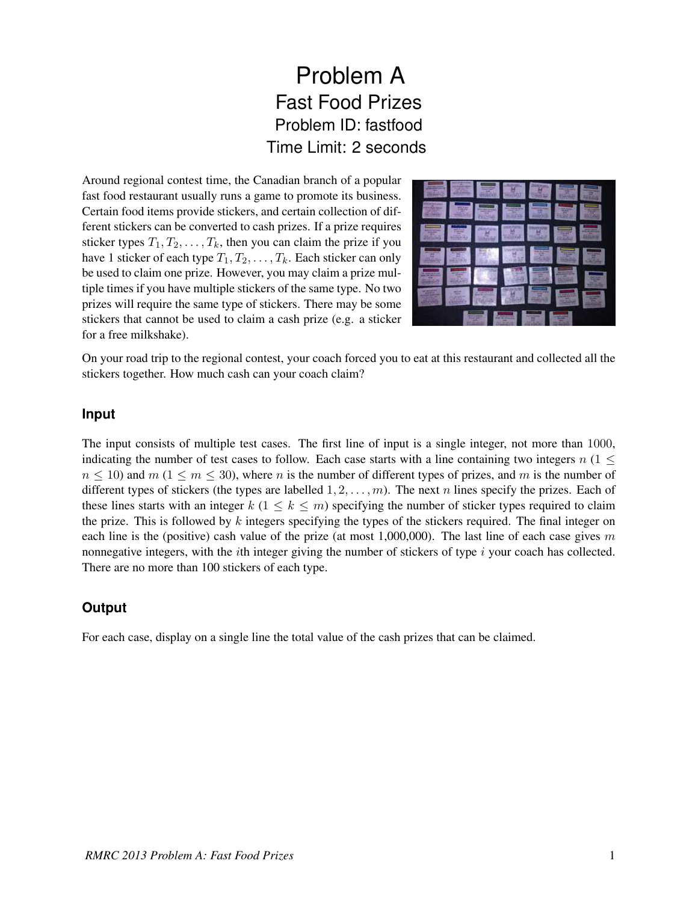# Problem A
## Fast Food Prizes
### Problem ID: fastfood
### Time Limit: 2 seconds

Around regional contest time, the Canadian branch of a popular fast food restaurant usually runs a game to promote its business. Certain food items provide stickers, and certain collection of different stickers can be converted to cash prizes. If a prize requires sticker types $T_1, T_2, \ldots, T_k$, then you can claim the prize if you have 1 sticker of each type $T_1, T_2, \ldots, T_k$. Each sticker can only be used to claim one prize. However, you may claim a prize multiple times if you have multiple stickers of the same type. No two prizes will require the same type of stickers. There may be some stickers that cannot be used to claim a cash prize (e.g. a sticker for a free milkshake).

On your road trip to the regional contest, your coach forced you to eat at this restaurant and collected all the stickers together. How much cash can your coach claim?

## Input

The input consists of multiple test cases. The first line of input is a single integer, not more than $1000$, indicating the number of test cases to follow. Each case starts with a line containing two integers $n$ ($1 \leq n \leq 10$) and $m$ ($1 \leq m \leq 30$), where $n$ is the number of different types of prizes, and $m$ is the number of different types of stickers (the types are labelled $1, 2, \ldots, m$). The next $n$ lines specify the prizes. Each of these lines starts with an integer $k$ ($1 \leq k \leq m$) specifying the number of sticker types required to claim the prize. This is followed by $k$ integers specifying the types of the stickers required. The final integer on each line is the (positive) cash value of the prize (at most 1,000,000). The last line of each case gives $m$ nonnegative integers, with the $i$th integer giving the number of stickers of type $i$ your coach has collected. There are no more than 100 stickers of each type.

## Output

For each case, display on a single line the total value of the cash prizes that can be claimed.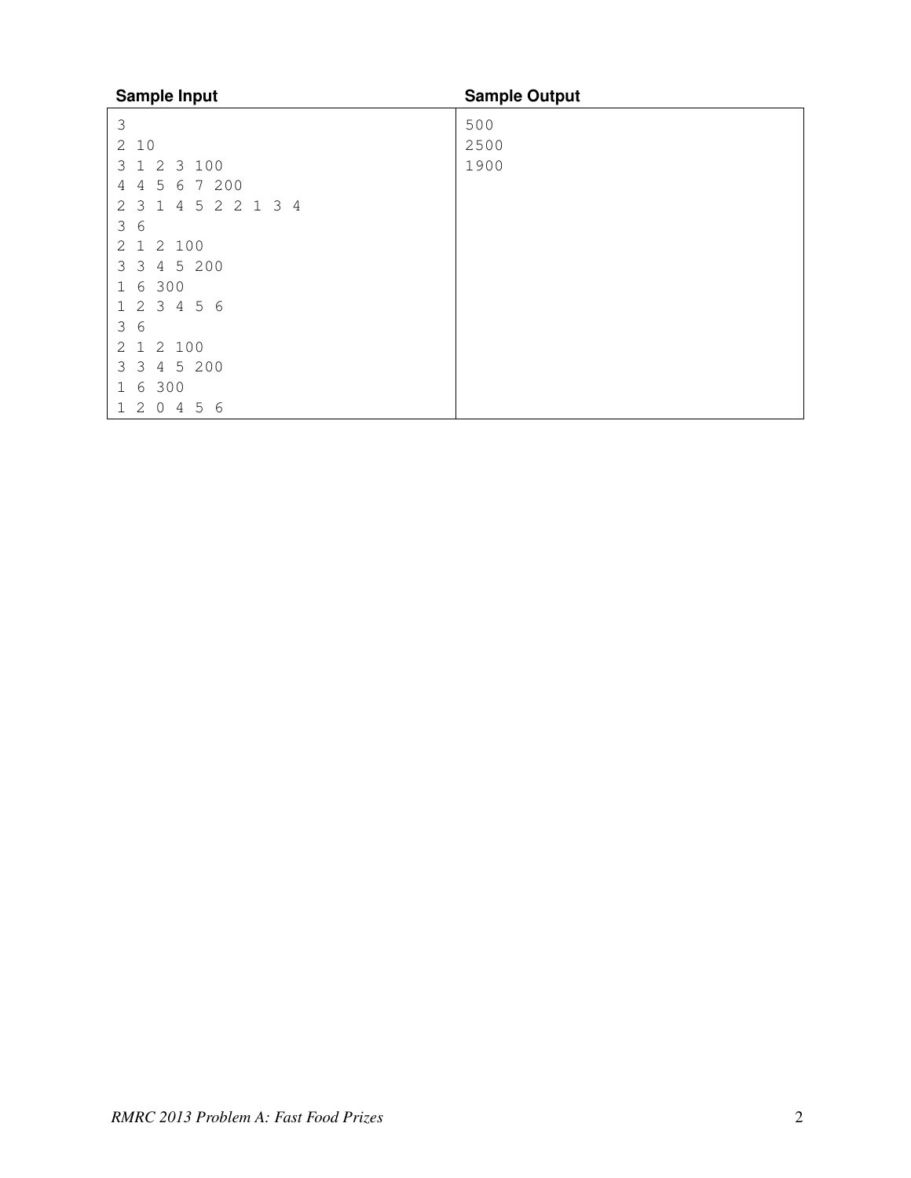**Sample Input**

```
3
2 10
3 1 2 3 100
4 4 5 6 7 200
2 3 1 4 5 2 2 1 3 4
3 6
2 1 2 100
3 3 4 5 200
1 6 300
1 2 3 4 5 6
3 6
2 1 2 100
3 3 4 5 200
1 6 300
1 2 0 4 5 6
```

**Sample Output**

```
500
2500
1900
```